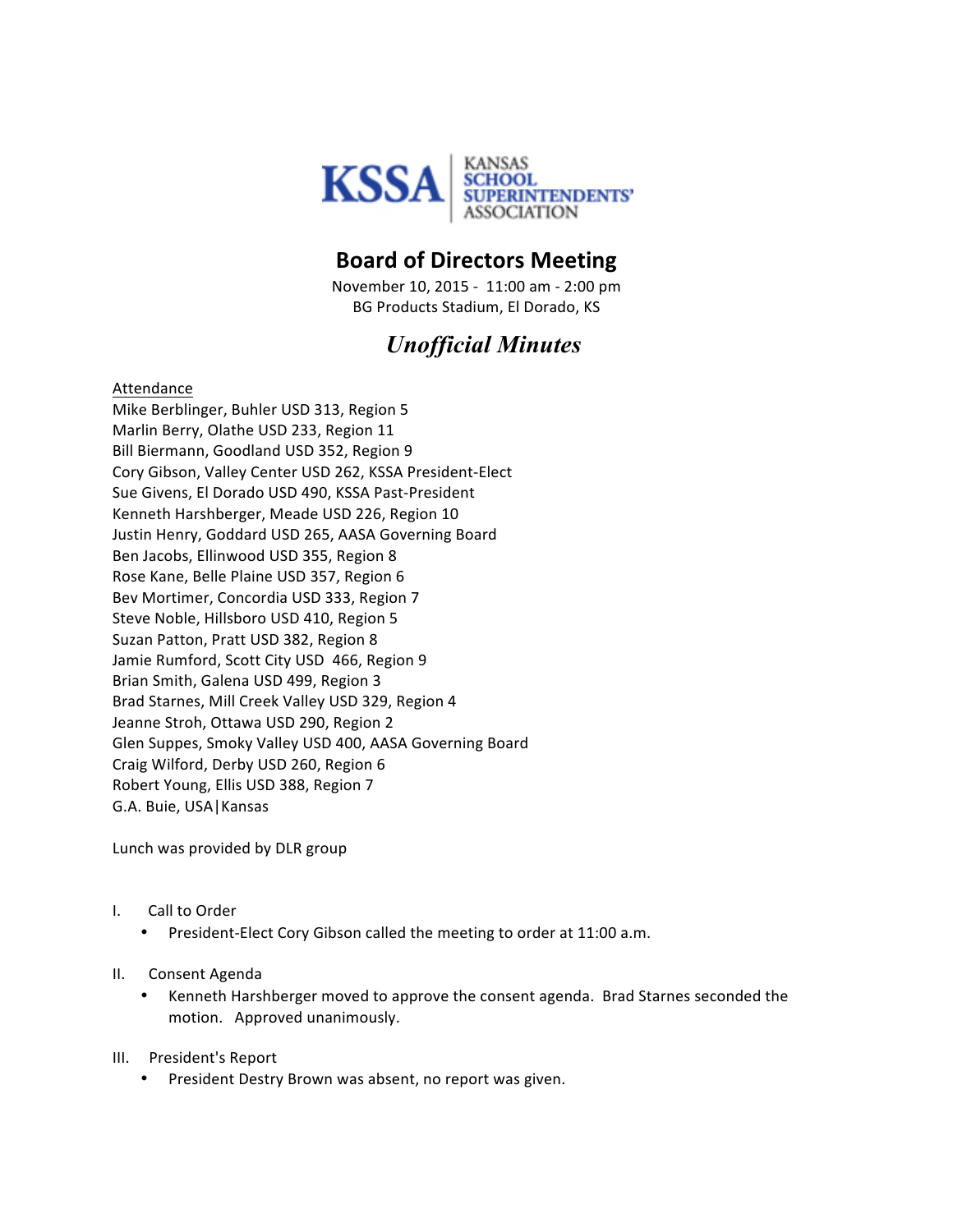KSSA | KANSAS SCHOOL SUPERINTENDENTS' ASSOCIATION

# Board of Directors Meeting

November 10, 2015 - 11:00 am - 2:00 pm
BG Products Stadium, El Dorado, KS

## *Unofficial Minutes*

Attendance
Mike Berblinger, Buhler USD 313, Region 5
Marlin Berry, Olathe USD 233, Region 11
Bill Biermann, Goodland USD 352, Region 9
Cory Gibson, Valley Center USD 262, KSSA President-Elect
Sue Givens, El Dorado USD 490, KSSA Past-President
Kenneth Harshberger, Meade USD 226, Region 10
Justin Henry, Goddard USD 265, AASA Governing Board
Ben Jacobs, Ellinwood USD 355, Region 8
Rose Kane, Belle Plaine USD 357, Region 6
Bev Mortimer, Concordia USD 333, Region 7
Steve Noble, Hillsboro USD 410, Region 5
Suzan Patton, Pratt USD 382, Region 8
Jamie Rumford, Scott City USD 466, Region 9
Brian Smith, Galena USD 499, Region 3
Brad Starnes, Mill Creek Valley USD 329, Region 4
Jeanne Stroh, Ottawa USD 290, Region 2
Glen Suppes, Smoky Valley USD 400, AASA Governing Board
Craig Wilford, Derby USD 260, Region 6
Robert Young, Ellis USD 388, Region 7
G.A. Buie, USA|Kansas

Lunch was provided by DLR group

I. Call to Order
   - President-Elect Cory Gibson called the meeting to order at 11:00 a.m.

II. Consent Agenda
   - Kenneth Harshberger moved to approve the consent agenda. Brad Starnes seconded the motion. Approved unanimously.

III. President's Report
   - President Destry Brown was absent, no report was given.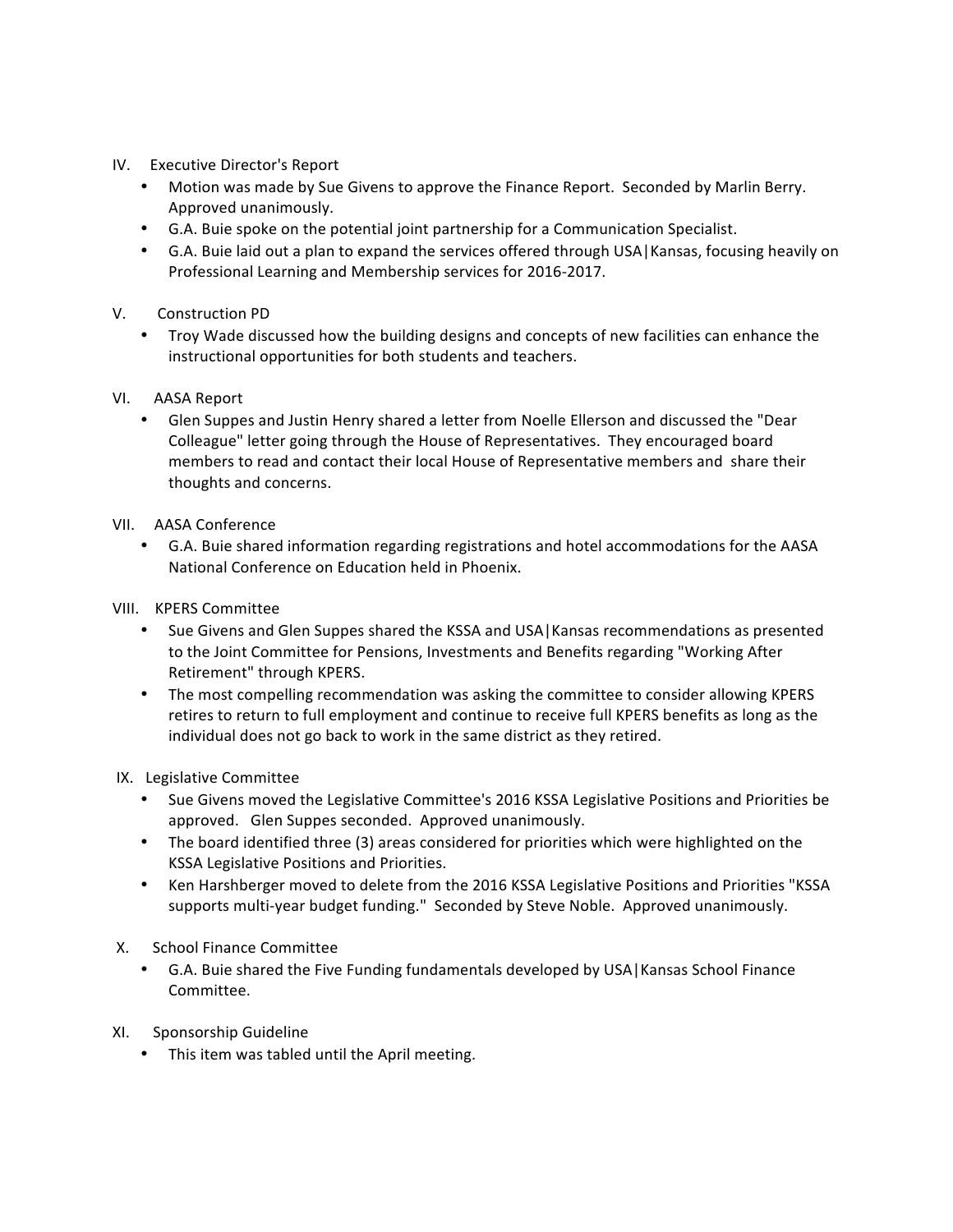IV. Executive Director's Report

- Motion was made by Sue Givens to approve the Finance Report. Seconded by Marlin Berry. Approved unanimously.
- G.A. Buie spoke on the potential joint partnership for a Communication Specialist.
- G.A. Buie laid out a plan to expand the services offered through USA|Kansas, focusing heavily on Professional Learning and Membership services for 2016-2017.

V. Construction PD

- Troy Wade discussed how the building designs and concepts of new facilities can enhance the instructional opportunities for both students and teachers.

VI. AASA Report

- Glen Suppes and Justin Henry shared a letter from Noelle Ellerson and discussed the "Dear Colleague" letter going through the House of Representatives. They encouraged board members to read and contact their local House of Representative members and share their thoughts and concerns.

VII. AASA Conference

- G.A. Buie shared information regarding registrations and hotel accommodations for the AASA National Conference on Education held in Phoenix.

VIII. KPERS Committee

- Sue Givens and Glen Suppes shared the KSSA and USA|Kansas recommendations as presented to the Joint Committee for Pensions, Investments and Benefits regarding "Working After Retirement" through KPERS.
- The most compelling recommendation was asking the committee to consider allowing KPERS retires to return to full employment and continue to receive full KPERS benefits as long as the individual does not go back to work in the same district as they retired.

IX. Legislative Committee

- Sue Givens moved the Legislative Committee's 2016 KSSA Legislative Positions and Priorities be approved. Glen Suppes seconded. Approved unanimously.
- The board identified three (3) areas considered for priorities which were highlighted on the KSSA Legislative Positions and Priorities.
- Ken Harshberger moved to delete from the 2016 KSSA Legislative Positions and Priorities "KSSA supports multi-year budget funding." Seconded by Steve Noble. Approved unanimously.

X. School Finance Committee

- G.A. Buie shared the Five Funding fundamentals developed by USA|Kansas School Finance Committee.

XI. Sponsorship Guideline

- This item was tabled until the April meeting.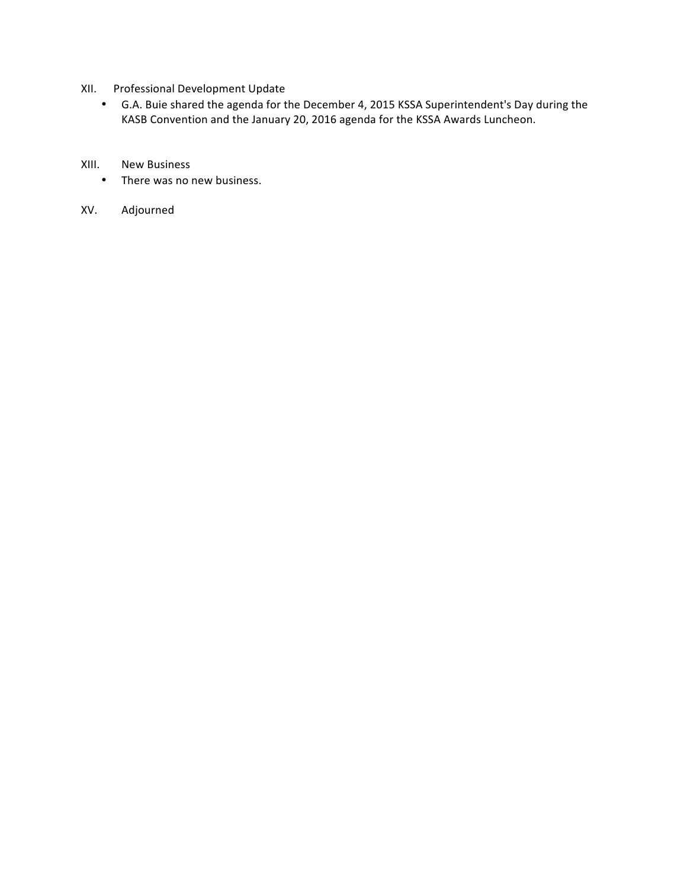XII. Professional Development Update

- G.A. Buie shared the agenda for the December 4, 2015 KSSA Superintendent's Day during the KASB Convention and the January 20, 2016 agenda for the KSSA Awards Luncheon.

XIII. New Business

- There was no new business.

XV. Adjourned